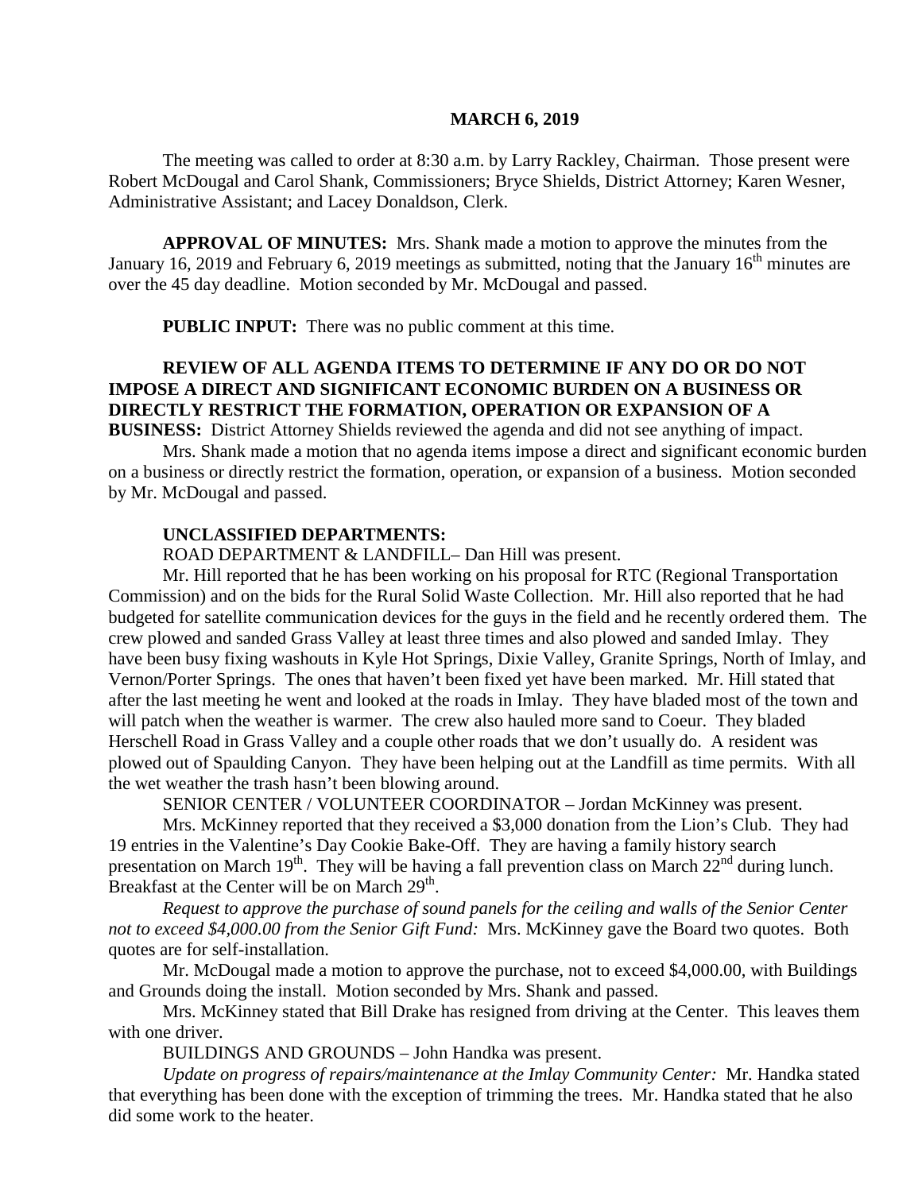**MARCH 6, 2019**

The meeting was called to order at 8:30 a.m. by Larry Rackley, Chairman. Those present were Robert McDougal and Carol Shank, Commissioners; Bryce Shields, District Attorney; Karen Wesner, Administrative Assistant; and Lacey Donaldson, Clerk.

**APPROVAL OF MINUTES:** Mrs. Shank made a motion to approve the minutes from the January 16, 2019 and February 6, 2019 meetings as submitted, noting that the January 16th minutes are over the 45 day deadline. Motion seconded by Mr. McDougal and passed.

**PUBLIC INPUT:** There was no public comment at this time.

**REVIEW OF ALL AGENDA ITEMS TO DETERMINE IF ANY DO OR DO NOT IMPOSE A DIRECT AND SIGNIFICANT ECONOMIC BURDEN ON A BUSINESS OR DIRECTLY RESTRICT THE FORMATION, OPERATION OR EXPANSION OF A BUSINESS:** District Attorney Shields reviewed the agenda and did not see anything of impact.

Mrs. Shank made a motion that no agenda items impose a direct and significant economic burden on a business or directly restrict the formation, operation, or expansion of a business. Motion seconded by Mr. McDougal and passed.

**UNCLASSIFIED DEPARTMENTS:**

ROAD DEPARTMENT & LANDFILL– Dan Hill was present.

Mr. Hill reported that he has been working on his proposal for RTC (Regional Transportation Commission) and on the bids for the Rural Solid Waste Collection. Mr. Hill also reported that he had budgeted for satellite communication devices for the guys in the field and he recently ordered them. The crew plowed and sanded Grass Valley at least three times and also plowed and sanded Imlay. They have been busy fixing washouts in Kyle Hot Springs, Dixie Valley, Granite Springs, North of Imlay, and Vernon/Porter Springs. The ones that haven't been fixed yet have been marked. Mr. Hill stated that after the last meeting he went and looked at the roads in Imlay. They have bladed most of the town and will patch when the weather is warmer. The crew also hauled more sand to Coeur. They bladed Herschell Road in Grass Valley and a couple other roads that we don't usually do. A resident was plowed out of Spaulding Canyon. They have been helping out at the Landfill as time permits. With all the wet weather the trash hasn't been blowing around.

SENIOR CENTER / VOLUNTEER COORDINATOR – Jordan McKinney was present.

Mrs. McKinney reported that they received a $3,000 donation from the Lion's Club. They had 19 entries in the Valentine's Day Cookie Bake-Off. They are having a family history search presentation on March 19th. They will be having a fall prevention class on March 22nd during lunch. Breakfast at the Center will be on March 29th.

*Request to approve the purchase of sound panels for the ceiling and walls of the Senior Center not to exceed $4,000.00 from the Senior Gift Fund:* Mrs. McKinney gave the Board two quotes. Both quotes are for self-installation.

Mr. McDougal made a motion to approve the purchase, not to exceed $4,000.00, with Buildings and Grounds doing the install. Motion seconded by Mrs. Shank and passed.

Mrs. McKinney stated that Bill Drake has resigned from driving at the Center. This leaves them with one driver.

BUILDINGS AND GROUNDS – John Handka was present.

*Update on progress of repairs/maintenance at the Imlay Community Center:* Mr. Handka stated that everything has been done with the exception of trimming the trees. Mr. Handka stated that he also did some work to the heater.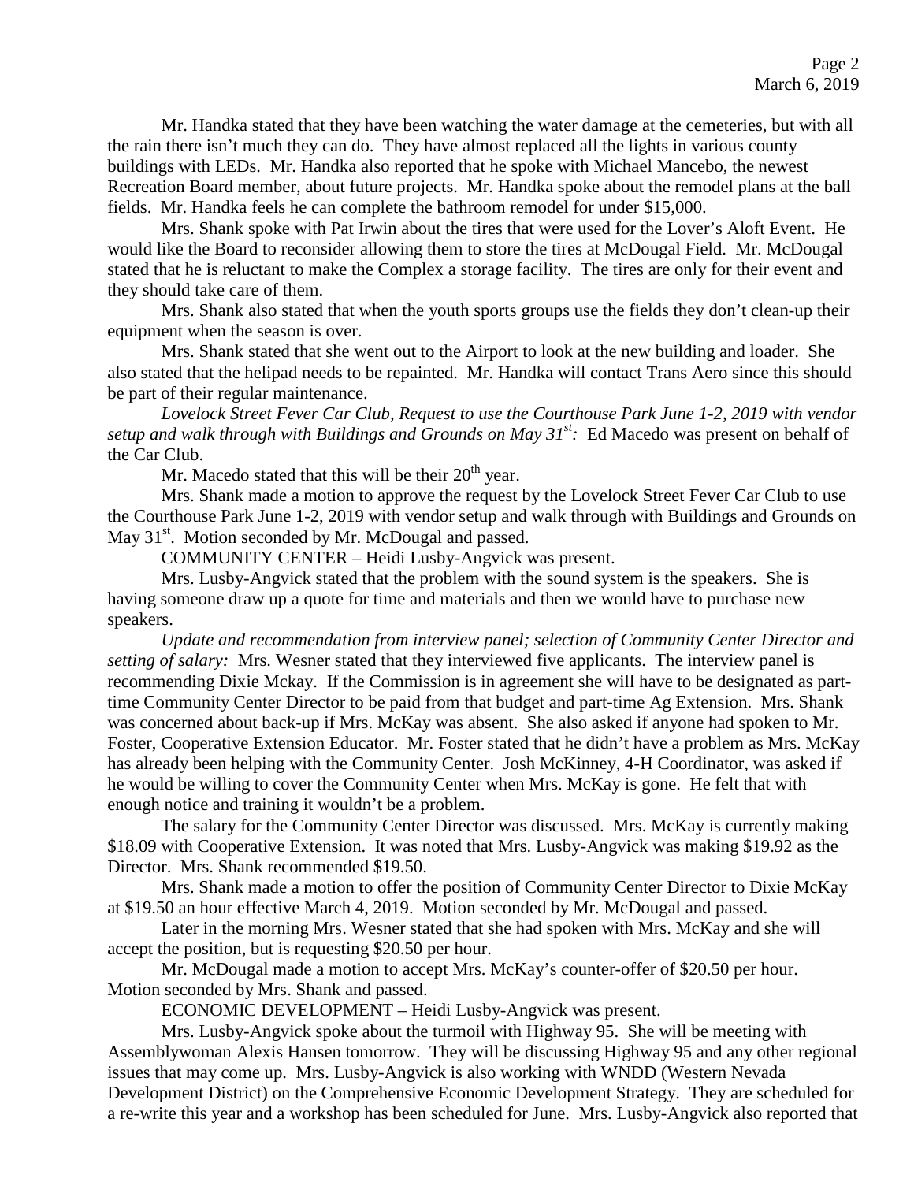Mr. Handka stated that they have been watching the water damage at the cemeteries, but with all the rain there isn't much they can do. They have almost replaced all the lights in various county buildings with LEDs. Mr. Handka also reported that he spoke with Michael Mancebo, the newest Recreation Board member, about future projects. Mr. Handka spoke about the remodel plans at the ball fields. Mr. Handka feels he can complete the bathroom remodel for under $15,000.

Mrs. Shank spoke with Pat Irwin about the tires that were used for the Lover's Aloft Event. He would like the Board to reconsider allowing them to store the tires at McDougal Field. Mr. McDougal stated that he is reluctant to make the Complex a storage facility. The tires are only for their event and they should take care of them.

Mrs. Shank also stated that when the youth sports groups use the fields they don't clean-up their equipment when the season is over.

Mrs. Shank stated that she went out to the Airport to look at the new building and loader. She also stated that the helipad needs to be repainted. Mr. Handka will contact Trans Aero since this should be part of their regular maintenance.

*Lovelock Street Fever Car Club, Request to use the Courthouse Park June 1-2, 2019 with vendor setup and walk through with Buildings and Grounds on May 31st:* Ed Macedo was present on behalf of the Car Club.

Mr. Macedo stated that this will be their 20th year.

Mrs. Shank made a motion to approve the request by the Lovelock Street Fever Car Club to use the Courthouse Park June 1-2, 2019 with vendor setup and walk through with Buildings and Grounds on May 31st. Motion seconded by Mr. McDougal and passed.

COMMUNITY CENTER – Heidi Lusby-Angvick was present.

Mrs. Lusby-Angvick stated that the problem with the sound system is the speakers. She is having someone draw up a quote for time and materials and then we would have to purchase new speakers.

*Update and recommendation from interview panel; selection of Community Center Director and setting of salary:* Mrs. Wesner stated that they interviewed five applicants. The interview panel is recommending Dixie Mckay. If the Commission is in agreement she will have to be designated as part-time Community Center Director to be paid from that budget and part-time Ag Extension. Mrs. Shank was concerned about back-up if Mrs. McKay was absent. She also asked if anyone had spoken to Mr. Foster, Cooperative Extension Educator. Mr. Foster stated that he didn't have a problem as Mrs. McKay has already been helping with the Community Center. Josh McKinney, 4-H Coordinator, was asked if he would be willing to cover the Community Center when Mrs. McKay is gone. He felt that with enough notice and training it wouldn't be a problem.

The salary for the Community Center Director was discussed. Mrs. McKay is currently making $18.09 with Cooperative Extension. It was noted that Mrs. Lusby-Angvick was making $19.92 as the Director. Mrs. Shank recommended $19.50.

Mrs. Shank made a motion to offer the position of Community Center Director to Dixie McKay at $19.50 an hour effective March 4, 2019. Motion seconded by Mr. McDougal and passed.

Later in the morning Mrs. Wesner stated that she had spoken with Mrs. McKay and she will accept the position, but is requesting $20.50 per hour.

Mr. McDougal made a motion to accept Mrs. McKay's counter-offer of $20.50 per hour. Motion seconded by Mrs. Shank and passed.

ECONOMIC DEVELOPMENT – Heidi Lusby-Angvick was present.

Mrs. Lusby-Angvick spoke about the turmoil with Highway 95. She will be meeting with Assemblywoman Alexis Hansen tomorrow. They will be discussing Highway 95 and any other regional issues that may come up. Mrs. Lusby-Angvick is also working with WNDD (Western Nevada Development District) on the Comprehensive Economic Development Strategy. They are scheduled for a re-write this year and a workshop has been scheduled for June. Mrs. Lusby-Angvick also reported that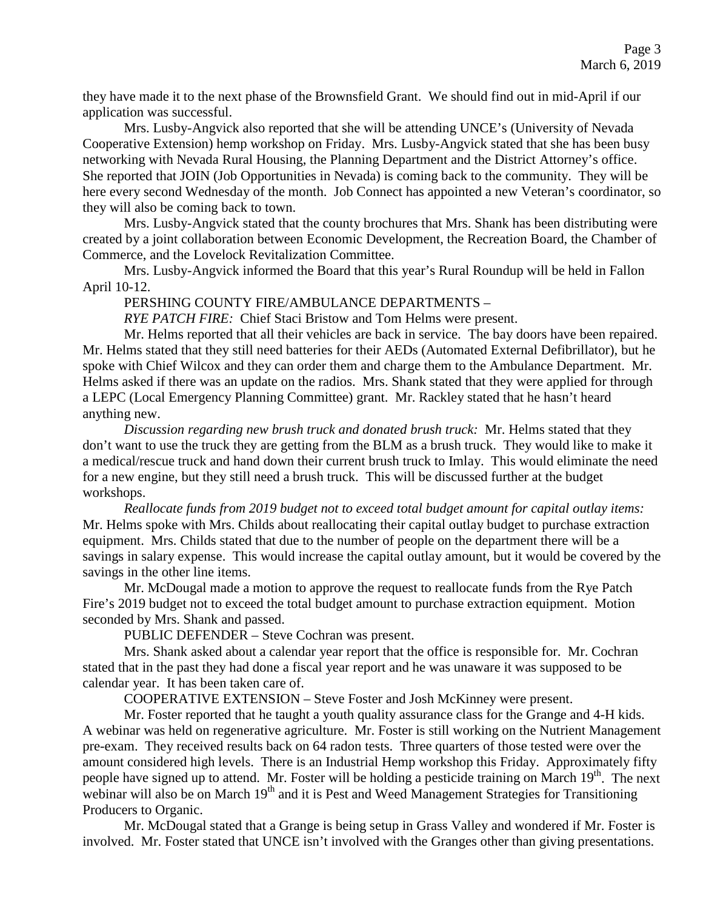they have made it to the next phase of the Brownsfield Grant. We should find out in mid-April if our application was successful.

Mrs. Lusby-Angvick also reported that she will be attending UNCE's (University of Nevada Cooperative Extension) hemp workshop on Friday. Mrs. Lusby-Angvick stated that she has been busy networking with Nevada Rural Housing, the Planning Department and the District Attorney's office. She reported that JOIN (Job Opportunities in Nevada) is coming back to the community. They will be here every second Wednesday of the month. Job Connect has appointed a new Veteran's coordinator, so they will also be coming back to town.

Mrs. Lusby-Angvick stated that the county brochures that Mrs. Shank has been distributing were created by a joint collaboration between Economic Development, the Recreation Board, the Chamber of Commerce, and the Lovelock Revitalization Committee.

Mrs. Lusby-Angvick informed the Board that this year's Rural Roundup will be held in Fallon April 10-12.

PERSHING COUNTY FIRE/AMBULANCE DEPARTMENTS –

*RYE PATCH FIRE:* Chief Staci Bristow and Tom Helms were present.

Mr. Helms reported that all their vehicles are back in service. The bay doors have been repaired. Mr. Helms stated that they still need batteries for their AEDs (Automated External Defibrillator), but he spoke with Chief Wilcox and they can order them and charge them to the Ambulance Department. Mr. Helms asked if there was an update on the radios. Mrs. Shank stated that they were applied for through a LEPC (Local Emergency Planning Committee) grant. Mr. Rackley stated that he hasn't heard anything new.

*Discussion regarding new brush truck and donated brush truck:* Mr. Helms stated that they don't want to use the truck they are getting from the BLM as a brush truck. They would like to make it a medical/rescue truck and hand down their current brush truck to Imlay. This would eliminate the need for a new engine, but they still need a brush truck. This will be discussed further at the budget workshops.

*Reallocate funds from 2019 budget not to exceed total budget amount for capital outlay items:* Mr. Helms spoke with Mrs. Childs about reallocating their capital outlay budget to purchase extraction equipment. Mrs. Childs stated that due to the number of people on the department there will be a savings in salary expense. This would increase the capital outlay amount, but it would be covered by the savings in the other line items.

Mr. McDougal made a motion to approve the request to reallocate funds from the Rye Patch Fire's 2019 budget not to exceed the total budget amount to purchase extraction equipment. Motion seconded by Mrs. Shank and passed.

PUBLIC DEFENDER – Steve Cochran was present.

Mrs. Shank asked about a calendar year report that the office is responsible for. Mr. Cochran stated that in the past they had done a fiscal year report and he was unaware it was supposed to be calendar year. It has been taken care of.

COOPERATIVE EXTENSION – Steve Foster and Josh McKinney were present.

Mr. Foster reported that he taught a youth quality assurance class for the Grange and 4-H kids. A webinar was held on regenerative agriculture. Mr. Foster is still working on the Nutrient Management pre-exam. They received results back on 64 radon tests. Three quarters of those tested were over the amount considered high levels. There is an Industrial Hemp workshop this Friday. Approximately fifty people have signed up to attend. Mr. Foster will be holding a pesticide training on March 19th. The next webinar will also be on March 19th and it is Pest and Weed Management Strategies for Transitioning Producers to Organic.

Mr. McDougal stated that a Grange is being setup in Grass Valley and wondered if Mr. Foster is involved. Mr. Foster stated that UNCE isn't involved with the Granges other than giving presentations.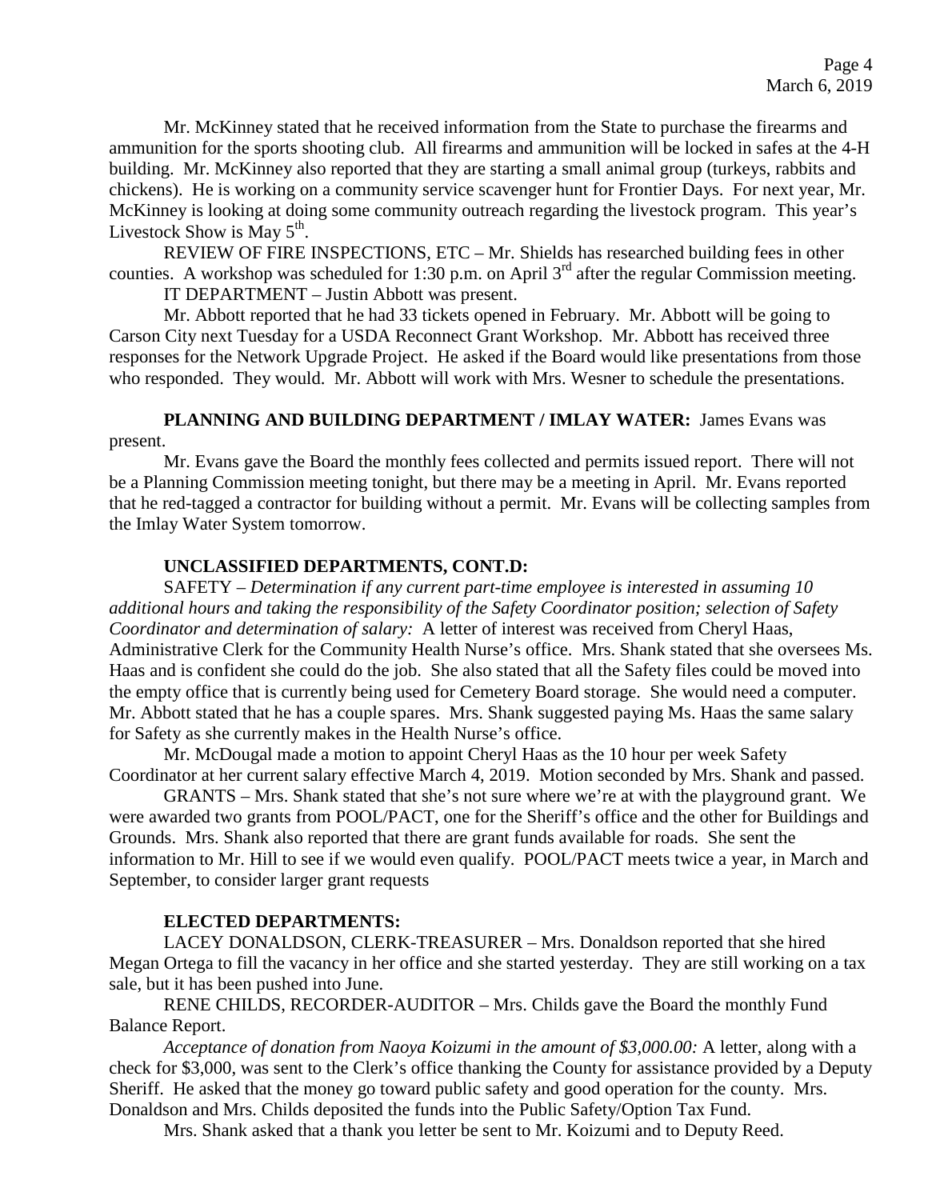Mr. McKinney stated that he received information from the State to purchase the firearms and ammunition for the sports shooting club. All firearms and ammunition will be locked in safes at the 4-H building. Mr. McKinney also reported that they are starting a small animal group (turkeys, rabbits and chickens). He is working on a community service scavenger hunt for Frontier Days. For next year, Mr. McKinney is looking at doing some community outreach regarding the livestock program. This year's Livestock Show is May 5th.

REVIEW OF FIRE INSPECTIONS, ETC – Mr. Shields has researched building fees in other counties. A workshop was scheduled for 1:30 p.m. on April 3rd after the regular Commission meeting.

IT DEPARTMENT – Justin Abbott was present.

Mr. Abbott reported that he had 33 tickets opened in February. Mr. Abbott will be going to Carson City next Tuesday for a USDA Reconnect Grant Workshop. Mr. Abbott has received three responses for the Network Upgrade Project. He asked if the Board would like presentations from those who responded. They would. Mr. Abbott will work with Mrs. Wesner to schedule the presentations.

**PLANNING AND BUILDING DEPARTMENT / IMLAY WATER:** James Evans was present.

Mr. Evans gave the Board the monthly fees collected and permits issued report. There will not be a Planning Commission meeting tonight, but there may be a meeting in April. Mr. Evans reported that he red-tagged a contractor for building without a permit. Mr. Evans will be collecting samples from the Imlay Water System tomorrow.

**UNCLASSIFIED DEPARTMENTS, CONT.D:**

SAFETY – *Determination if any current part-time employee is interested in assuming 10 additional hours and taking the responsibility of the Safety Coordinator position; selection of Safety Coordinator and determination of salary:* A letter of interest was received from Cheryl Haas, Administrative Clerk for the Community Health Nurse's office. Mrs. Shank stated that she oversees Ms. Haas and is confident she could do the job. She also stated that all the Safety files could be moved into the empty office that is currently being used for Cemetery Board storage. She would need a computer. Mr. Abbott stated that he has a couple spares. Mrs. Shank suggested paying Ms. Haas the same salary for Safety as she currently makes in the Health Nurse's office.

Mr. McDougal made a motion to appoint Cheryl Haas as the 10 hour per week Safety Coordinator at her current salary effective March 4, 2019. Motion seconded by Mrs. Shank and passed.

GRANTS – Mrs. Shank stated that she's not sure where we're at with the playground grant. We were awarded two grants from POOL/PACT, one for the Sheriff's office and the other for Buildings and Grounds. Mrs. Shank also reported that there are grant funds available for roads. She sent the information to Mr. Hill to see if we would even qualify. POOL/PACT meets twice a year, in March and September, to consider larger grant requests

**ELECTED DEPARTMENTS:**

LACEY DONALDSON, CLERK-TREASURER – Mrs. Donaldson reported that she hired Megan Ortega to fill the vacancy in her office and she started yesterday. They are still working on a tax sale, but it has been pushed into June.

RENE CHILDS, RECORDER-AUDITOR – Mrs. Childs gave the Board the monthly Fund Balance Report.

*Acceptance of donation from Naoya Koizumi in the amount of $3,000.00:* A letter, along with a check for $3,000, was sent to the Clerk's office thanking the County for assistance provided by a Deputy Sheriff. He asked that the money go toward public safety and good operation for the county. Mrs. Donaldson and Mrs. Childs deposited the funds into the Public Safety/Option Tax Fund.

Mrs. Shank asked that a thank you letter be sent to Mr. Koizumi and to Deputy Reed.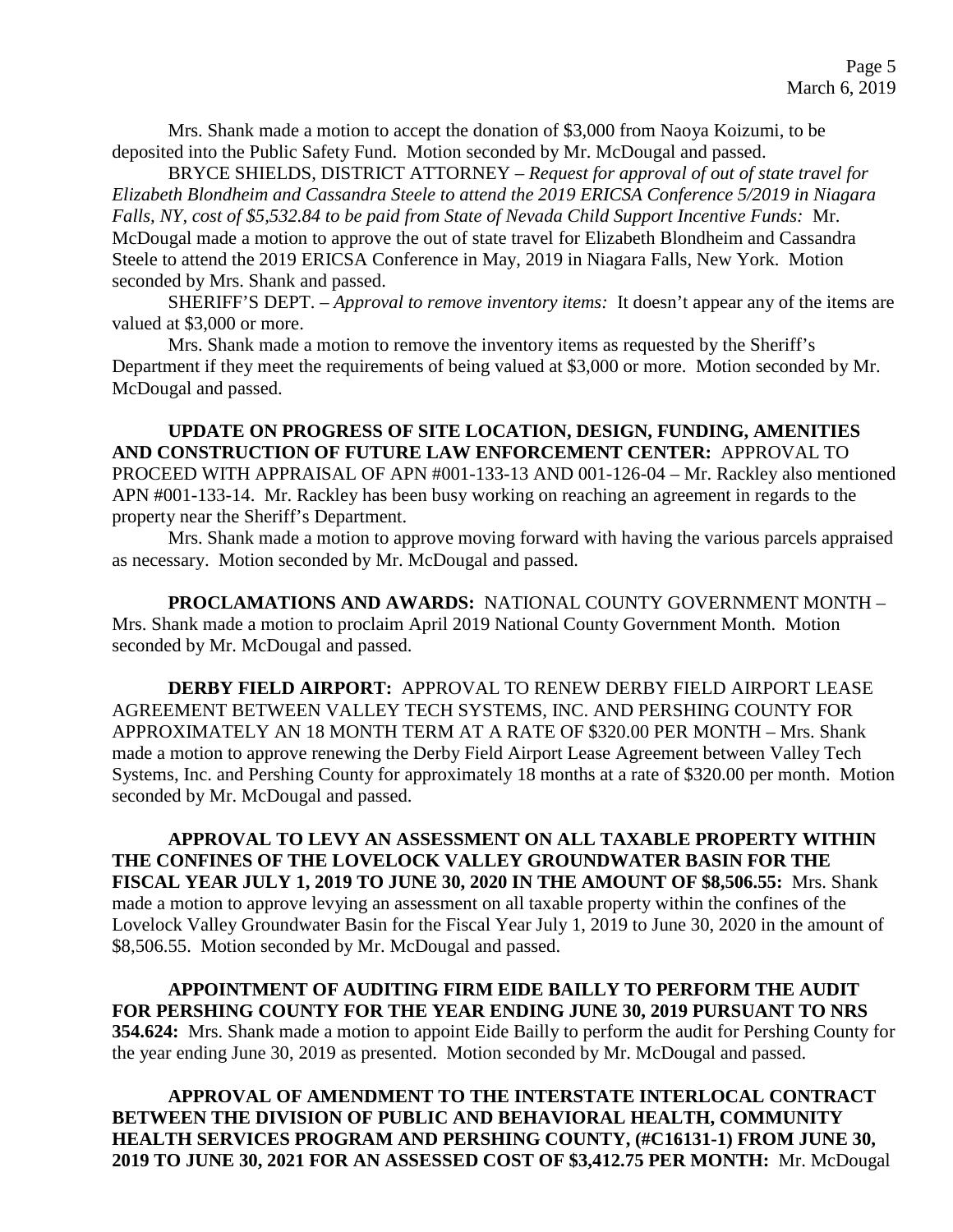Mrs. Shank made a motion to accept the donation of $3,000 from Naoya Koizumi, to be deposited into the Public Safety Fund. Motion seconded by Mr. McDougal and passed.

BRYCE SHIELDS, DISTRICT ATTORNEY – *Request for approval of out of state travel for Elizabeth Blondheim and Cassandra Steele to attend the 2019 ERICSA Conference 5/2019 in Niagara Falls, NY, cost of $5,532.84 to be paid from State of Nevada Child Support Incentive Funds:* Mr. McDougal made a motion to approve the out of state travel for Elizabeth Blondheim and Cassandra Steele to attend the 2019 ERICSA Conference in May, 2019 in Niagara Falls, New York. Motion seconded by Mrs. Shank and passed.

SHERIFF'S DEPT. – *Approval to remove inventory items:* It doesn't appear any of the items are valued at $3,000 or more.

Mrs. Shank made a motion to remove the inventory items as requested by the Sheriff's Department if they meet the requirements of being valued at $3,000 or more. Motion seconded by Mr. McDougal and passed.

**UPDATE ON PROGRESS OF SITE LOCATION, DESIGN, FUNDING, AMENITIES AND CONSTRUCTION OF FUTURE LAW ENFORCEMENT CENTER:** APPROVAL TO PROCEED WITH APPRAISAL OF APN #001-133-13 AND 001-126-04 – Mr. Rackley also mentioned APN #001-133-14. Mr. Rackley has been busy working on reaching an agreement in regards to the property near the Sheriff's Department.

Mrs. Shank made a motion to approve moving forward with having the various parcels appraised as necessary. Motion seconded by Mr. McDougal and passed.

**PROCLAMATIONS AND AWARDS:** NATIONAL COUNTY GOVERNMENT MONTH – Mrs. Shank made a motion to proclaim April 2019 National County Government Month. Motion seconded by Mr. McDougal and passed.

**DERBY FIELD AIRPORT:** APPROVAL TO RENEW DERBY FIELD AIRPORT LEASE AGREEMENT BETWEEN VALLEY TECH SYSTEMS, INC. AND PERSHING COUNTY FOR APPROXIMATELY AN 18 MONTH TERM AT A RATE OF $320.00 PER MONTH – Mrs. Shank made a motion to approve renewing the Derby Field Airport Lease Agreement between Valley Tech Systems, Inc. and Pershing County for approximately 18 months at a rate of $320.00 per month. Motion seconded by Mr. McDougal and passed.

**APPROVAL TO LEVY AN ASSESSMENT ON ALL TAXABLE PROPERTY WITHIN THE CONFINES OF THE LOVELOCK VALLEY GROUNDWATER BASIN FOR THE FISCAL YEAR JULY 1, 2019 TO JUNE 30, 2020 IN THE AMOUNT OF $8,506.55:** Mrs. Shank made a motion to approve levying an assessment on all taxable property within the confines of the Lovelock Valley Groundwater Basin for the Fiscal Year July 1, 2019 to June 30, 2020 in the amount of $8,506.55. Motion seconded by Mr. McDougal and passed.

**APPOINTMENT OF AUDITING FIRM EIDE BAILLY TO PERFORM THE AUDIT FOR PERSHING COUNTY FOR THE YEAR ENDING JUNE 30, 2019 PURSUANT TO NRS 354.624:** Mrs. Shank made a motion to appoint Eide Bailly to perform the audit for Pershing County for the year ending June 30, 2019 as presented. Motion seconded by Mr. McDougal and passed.

**APPROVAL OF AMENDMENT TO THE INTERSTATE INTERLOCAL CONTRACT BETWEEN THE DIVISION OF PUBLIC AND BEHAVIORAL HEALTH, COMMUNITY HEALTH SERVICES PROGRAM AND PERSHING COUNTY, (#C16131-1) FROM JUNE 30, 2019 TO JUNE 30, 2021 FOR AN ASSESSED COST OF $3,412.75 PER MONTH:** Mr. McDougal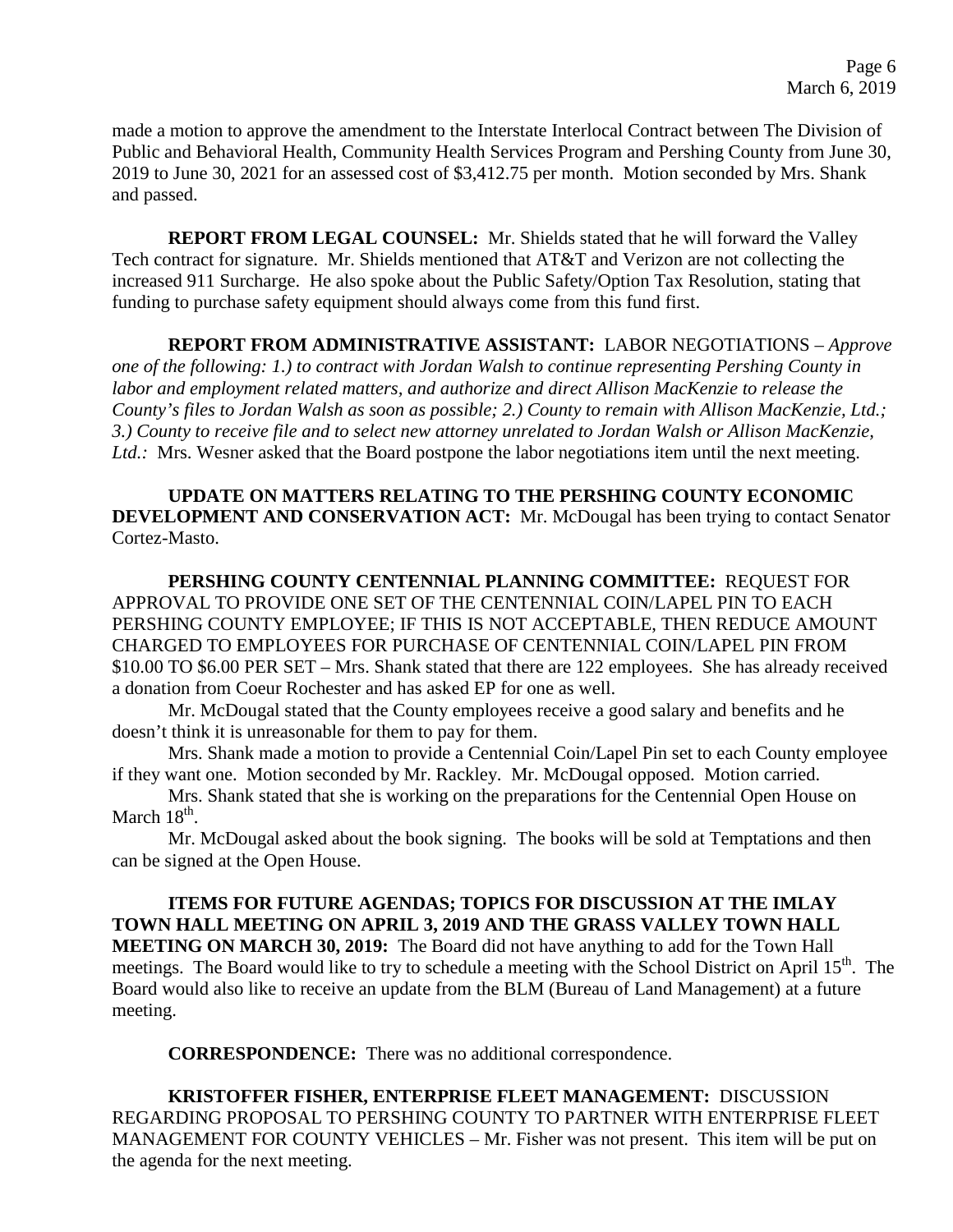made a motion to approve the amendment to the Interstate Interlocal Contract between The Division of Public and Behavioral Health, Community Health Services Program and Pershing County from June 30, 2019 to June 30, 2021 for an assessed cost of $3,412.75 per month. Motion seconded by Mrs. Shank and passed.

**REPORT FROM LEGAL COUNSEL:** Mr. Shields stated that he will forward the Valley Tech contract for signature. Mr. Shields mentioned that AT&T and Verizon are not collecting the increased 911 Surcharge. He also spoke about the Public Safety/Option Tax Resolution, stating that funding to purchase safety equipment should always come from this fund first.

**REPORT FROM ADMINISTRATIVE ASSISTANT:** LABOR NEGOTIATIONS – *Approve one of the following: 1.) to contract with Jordan Walsh to continue representing Pershing County in labor and employment related matters, and authorize and direct Allison MacKenzie to release the County's files to Jordan Walsh as soon as possible; 2.) County to remain with Allison MacKenzie, Ltd.; 3.) County to receive file and to select new attorney unrelated to Jordan Walsh or Allison MacKenzie, Ltd.:* Mrs. Wesner asked that the Board postpone the labor negotiations item until the next meeting.

**UPDATE ON MATTERS RELATING TO THE PERSHING COUNTY ECONOMIC DEVELOPMENT AND CONSERVATION ACT:** Mr. McDougal has been trying to contact Senator Cortez-Masto.

**PERSHING COUNTY CENTENNIAL PLANNING COMMITTEE:** REQUEST FOR APPROVAL TO PROVIDE ONE SET OF THE CENTENNIAL COIN/LAPEL PIN TO EACH PERSHING COUNTY EMPLOYEE; IF THIS IS NOT ACCEPTABLE, THEN REDUCE AMOUNT CHARGED TO EMPLOYEES FOR PURCHASE OF CENTENNIAL COIN/LAPEL PIN FROM $10.00 TO $6.00 PER SET – Mrs. Shank stated that there are 122 employees. She has already received a donation from Coeur Rochester and has asked EP for one as well.

Mr. McDougal stated that the County employees receive a good salary and benefits and he doesn't think it is unreasonable for them to pay for them.

Mrs. Shank made a motion to provide a Centennial Coin/Lapel Pin set to each County employee if they want one. Motion seconded by Mr. Rackley. Mr. McDougal opposed. Motion carried.

Mrs. Shank stated that she is working on the preparations for the Centennial Open House on March 18th.

Mr. McDougal asked about the book signing. The books will be sold at Temptations and then can be signed at the Open House.

**ITEMS FOR FUTURE AGENDAS; TOPICS FOR DISCUSSION AT THE IMLAY TOWN HALL MEETING ON APRIL 3, 2019 AND THE GRASS VALLEY TOWN HALL MEETING ON MARCH 30, 2019:** The Board did not have anything to add for the Town Hall meetings. The Board would like to try to schedule a meeting with the School District on April 15th. The Board would also like to receive an update from the BLM (Bureau of Land Management) at a future meeting.

**CORRESPONDENCE:** There was no additional correspondence.

**KRISTOFFER FISHER, ENTERPRISE FLEET MANAGEMENT:** DISCUSSION REGARDING PROPOSAL TO PERSHING COUNTY TO PARTNER WITH ENTERPRISE FLEET MANAGEMENT FOR COUNTY VEHICLES – Mr. Fisher was not present. This item will be put on the agenda for the next meeting.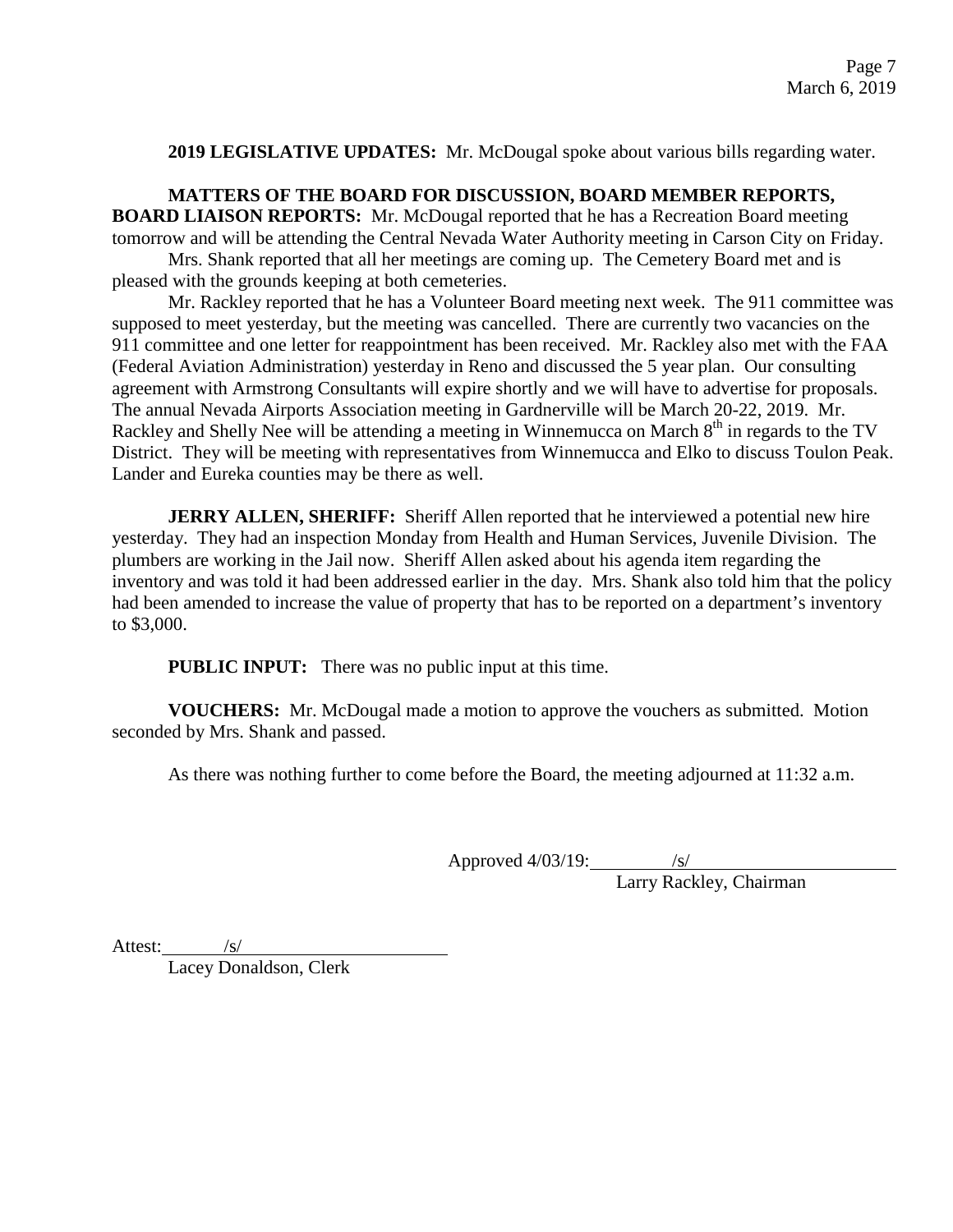**2019 LEGISLATIVE UPDATES:** Mr. McDougal spoke about various bills regarding water.

**MATTERS OF THE BOARD FOR DISCUSSION, BOARD MEMBER REPORTS, BOARD LIAISON REPORTS:** Mr. McDougal reported that he has a Recreation Board meeting tomorrow and will be attending the Central Nevada Water Authority meeting in Carson City on Friday.

Mrs. Shank reported that all her meetings are coming up. The Cemetery Board met and is pleased with the grounds keeping at both cemeteries.

Mr. Rackley reported that he has a Volunteer Board meeting next week. The 911 committee was supposed to meet yesterday, but the meeting was cancelled. There are currently two vacancies on the 911 committee and one letter for reappointment has been received. Mr. Rackley also met with the FAA (Federal Aviation Administration) yesterday in Reno and discussed the 5 year plan. Our consulting agreement with Armstrong Consultants will expire shortly and we will have to advertise for proposals. The annual Nevada Airports Association meeting in Gardnerville will be March 20-22, 2019. Mr. Rackley and Shelly Nee will be attending a meeting in Winnemucca on March 8th in regards to the TV District. They will be meeting with representatives from Winnemucca and Elko to discuss Toulon Peak. Lander and Eureka counties may be there as well.

**JERRY ALLEN, SHERIFF:** Sheriff Allen reported that he interviewed a potential new hire yesterday. They had an inspection Monday from Health and Human Services, Juvenile Division. The plumbers are working in the Jail now. Sheriff Allen asked about his agenda item regarding the inventory and was told it had been addressed earlier in the day. Mrs. Shank also told him that the policy had been amended to increase the value of property that has to be reported on a department's inventory to $3,000.

**PUBLIC INPUT:** There was no public input at this time.

**VOUCHERS:** Mr. McDougal made a motion to approve the vouchers as submitted. Motion seconded by Mrs. Shank and passed.

As there was nothing further to come before the Board, the meeting adjourned at 11:32 a.m.

Approved 4/03/19: /s/
Larry Rackley, Chairman

Attest: /s/
Lacey Donaldson, Clerk